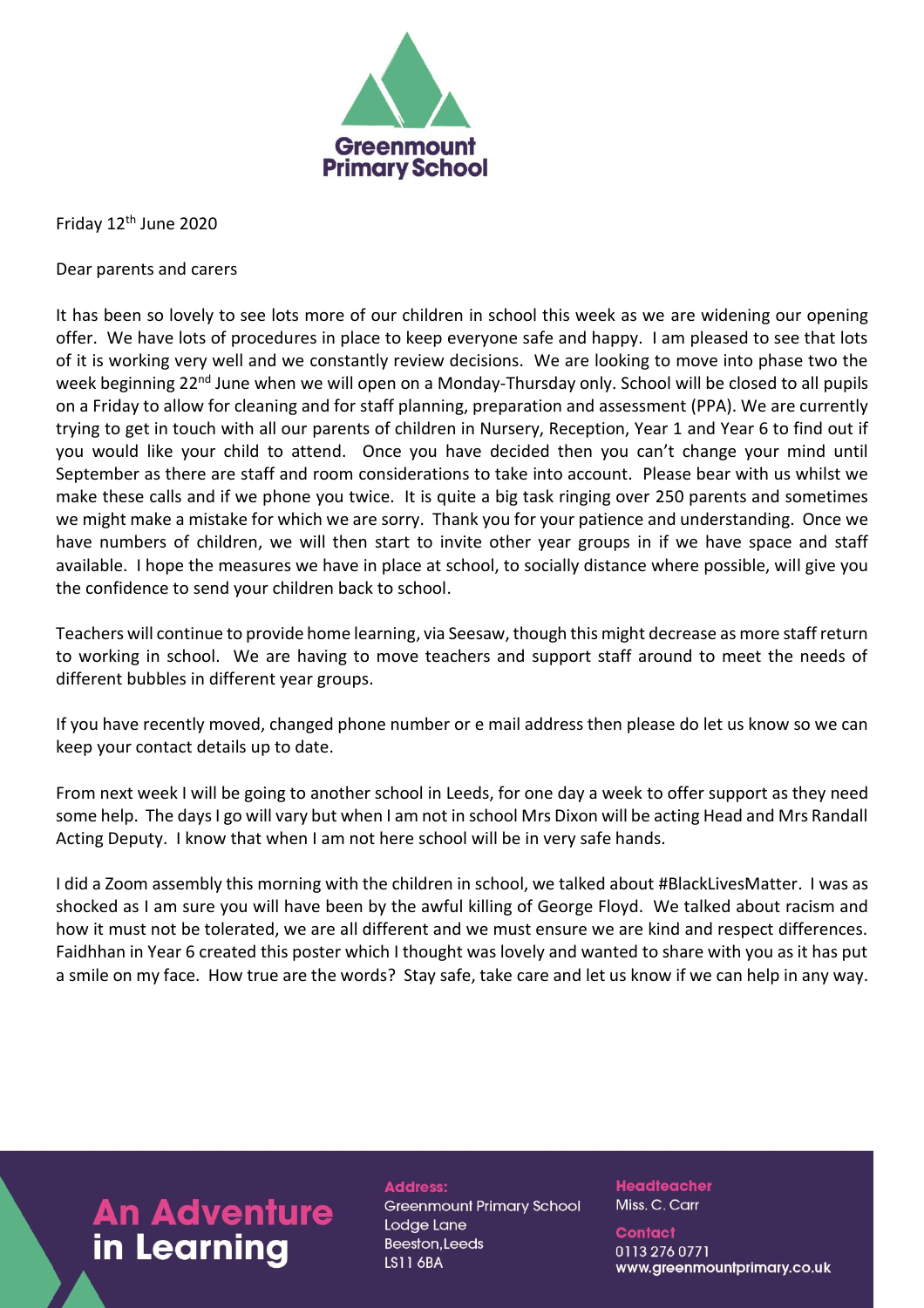Greenmount Primary School

Friday 12th June 2020

Dear parents and carers

It has been so lovely to see lots more of our children in school this week as we are widening our opening offer. We have lots of procedures in place to keep everyone safe and happy. I am pleased to see that lots of it is working very well and we constantly review decisions. We are looking to move into phase two the week beginning 22nd June when we will open on a Monday-Thursday only. School will be closed to all pupils on a Friday to allow for cleaning and for staff planning, preparation and assessment (PPA). We are currently trying to get in touch with all our parents of children in Nursery, Reception, Year 1 and Year 6 to find out if you would like your child to attend. Once you have decided then you can't change your mind until September as there are staff and room considerations to take into account. Please bear with us whilst we make these calls and if we phone you twice. It is quite a big task ringing over 250 parents and sometimes we might make a mistake for which we are sorry. Thank you for your patience and understanding. Once we have numbers of children, we will then start to invite other year groups in if we have space and staff available. I hope the measures we have in place at school, to socially distance where possible, will give you the confidence to send your children back to school.

Teachers will continue to provide home learning, via Seesaw, though this might decrease as more staff return to working in school. We are having to move teachers and support staff around to meet the needs of different bubbles in different year groups.

If you have recently moved, changed phone number or e mail address then please do let us know so we can keep your contact details up to date.

From next week I will be going to another school in Leeds, for one day a week to offer support as they need some help. The days I go will vary but when I am not in school Mrs Dixon will be acting Head and Mrs Randall Acting Deputy. I know that when I am not here school will be in very safe hands.

I did a Zoom assembly this morning with the children in school, we talked about #BlackLivesMatter. I was as shocked as I am sure you will have been by the awful killing of George Floyd. We talked about racism and how it must not be tolerated, we are all different and we must ensure we are kind and respect differences. Faidhhan in Year 6 created this poster which I thought was lovely and wanted to share with you as it has put a smile on my face. How true are the words? Stay safe, take care and let us know if we can help in any way.

**An Adventure in Learning**

**Address:**
Greenmount Primary School
Lodge Lane
Beeston, Leeds
LS11 6BA

**Headteacher**
Miss. C. Carr

**Contact**
0113 276 0771
www.greenmountprimary.co.uk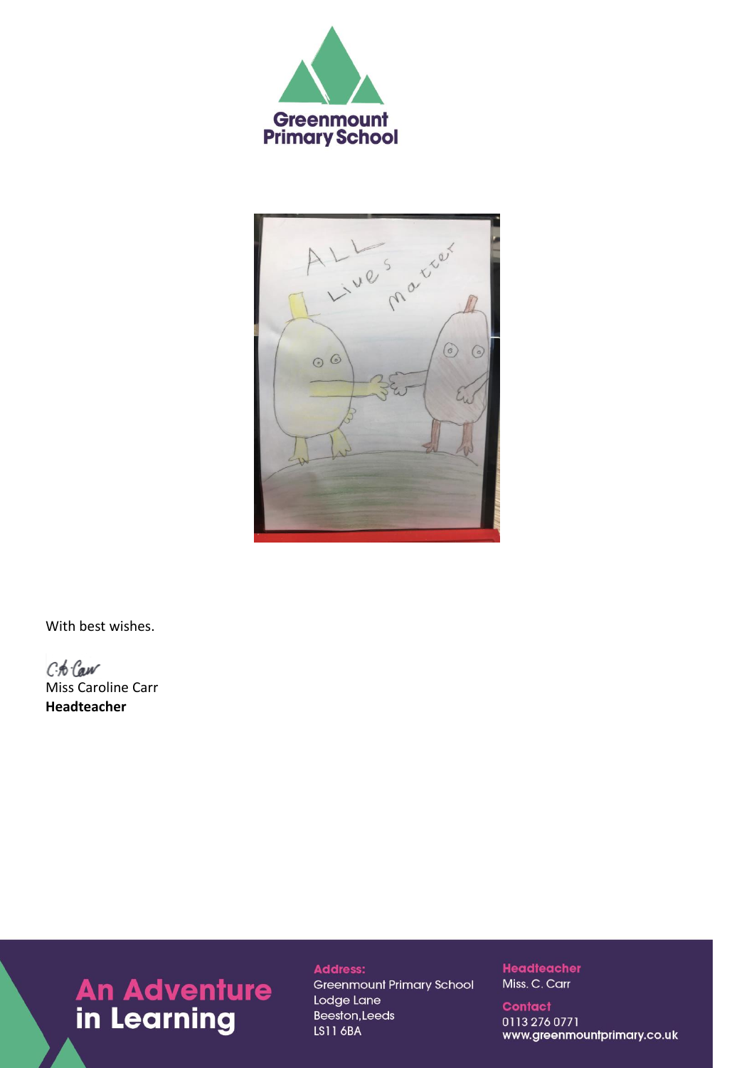With best wishes.

Miss Caroline Carr
**Headteacher**

**Address:**
Greenmount Primary School
Lodge Lane
Beeston,Leeds
LS11 6BA

**Headteacher**
Miss. C. Carr

**Contact**
0113 276 0771
www.greenmountprimary.co.uk